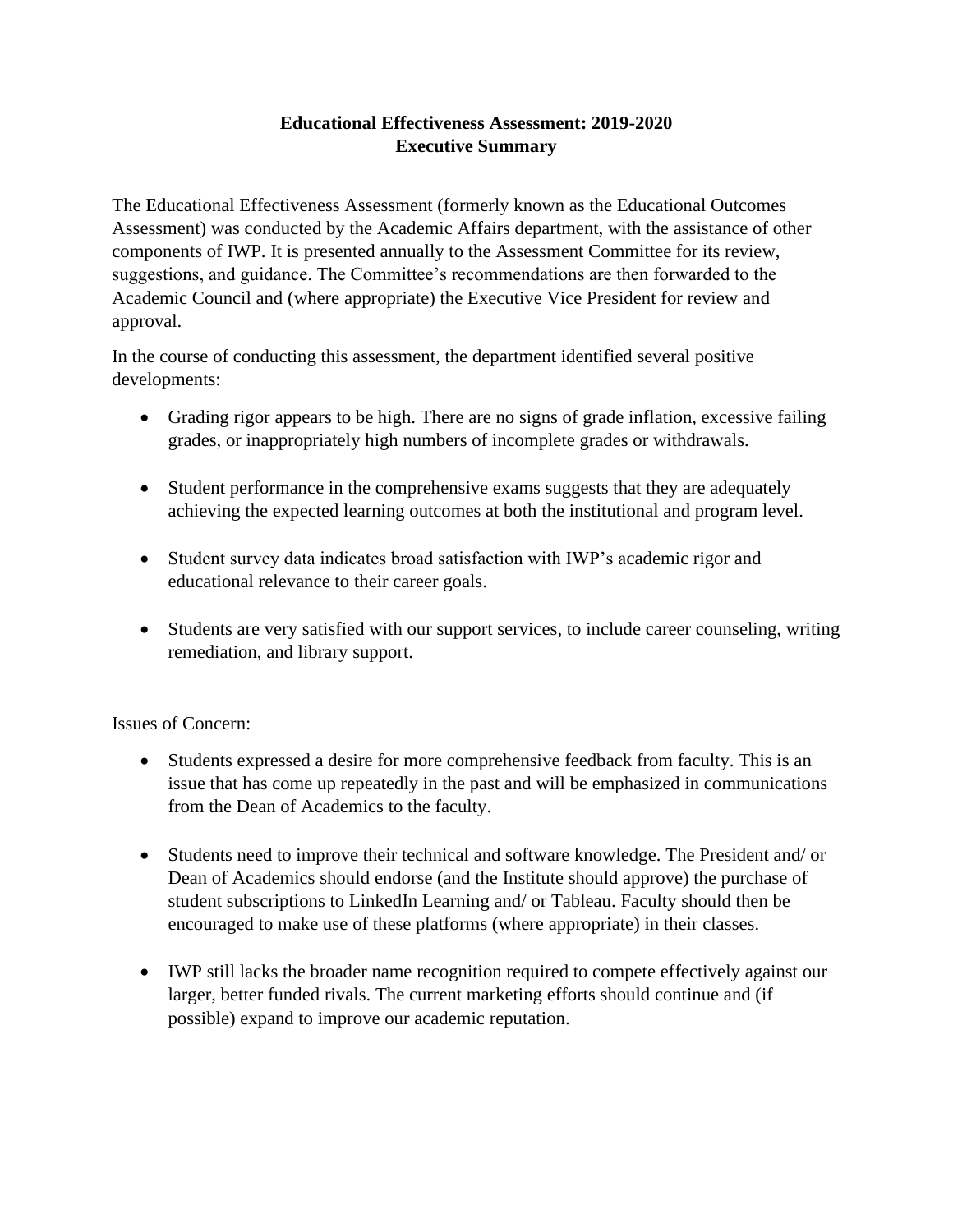**Educational Effectiveness Assessment: 2019-2020**
**Executive Summary**

The Educational Effectiveness Assessment (formerly known as the Educational Outcomes Assessment) was conducted by the Academic Affairs department, with the assistance of other components of IWP. It is presented annually to the Assessment Committee for its review, suggestions, and guidance. The Committee's recommendations are then forwarded to the Academic Council and (where appropriate) the Executive Vice President for review and approval.

In the course of conducting this assessment, the department identified several positive developments:

- Grading rigor appears to be high. There are no signs of grade inflation, excessive failing grades, or inappropriately high numbers of incomplete grades or withdrawals.

- Student performance in the comprehensive exams suggests that they are adequately achieving the expected learning outcomes at both the institutional and program level.

- Student survey data indicates broad satisfaction with IWP's academic rigor and educational relevance to their career goals.

- Students are very satisfied with our support services, to include career counseling, writing remediation, and library support.

Issues of Concern:

- Students expressed a desire for more comprehensive feedback from faculty. This is an issue that has come up repeatedly in the past and will be emphasized in communications from the Dean of Academics to the faculty.

- Students need to improve their technical and software knowledge. The President and/ or Dean of Academics should endorse (and the Institute should approve) the purchase of student subscriptions to LinkedIn Learning and/ or Tableau. Faculty should then be encouraged to make use of these platforms (where appropriate) in their classes.

- IWP still lacks the broader name recognition required to compete effectively against our larger, better funded rivals. The current marketing efforts should continue and (if possible) expand to improve our academic reputation.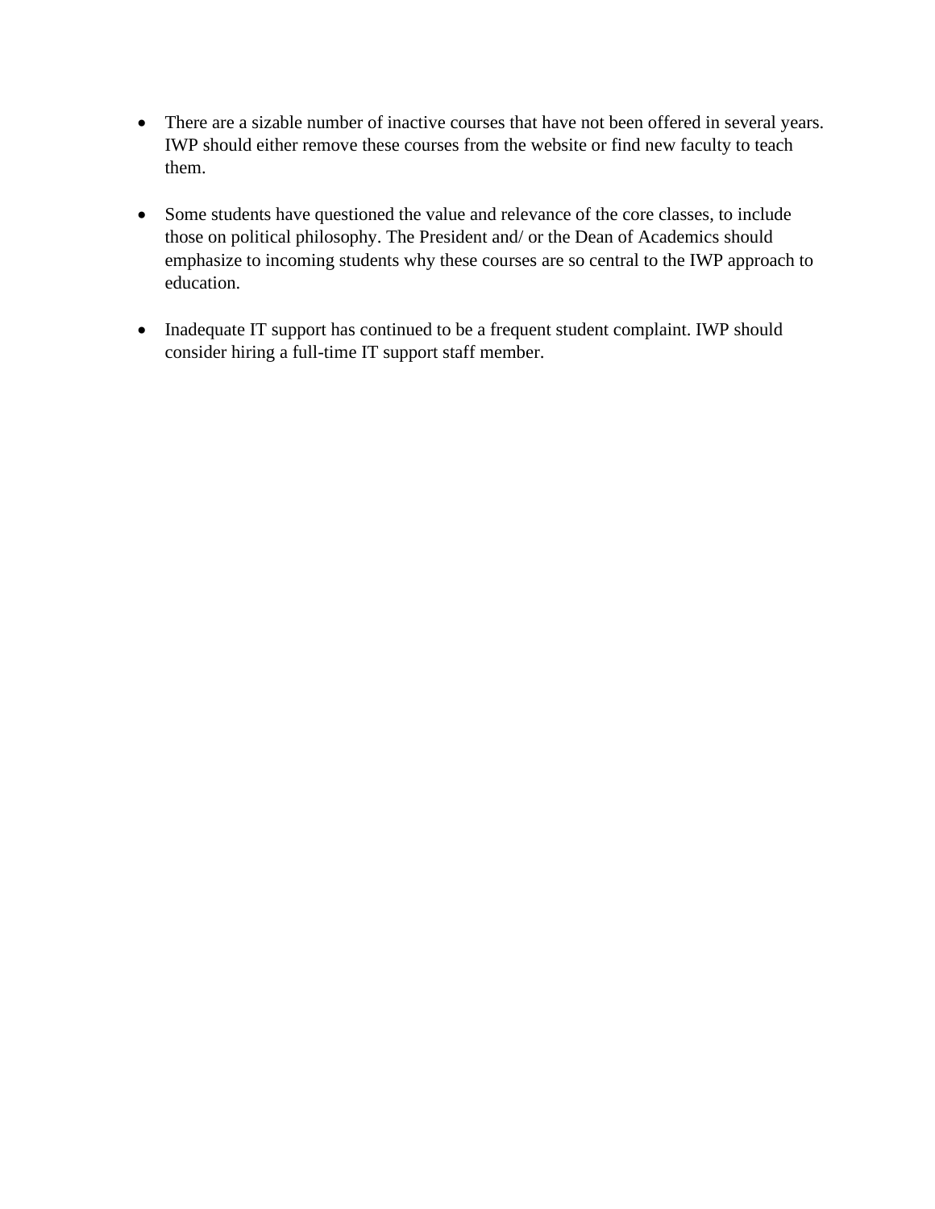- There are a sizable number of inactive courses that have not been offered in several years. IWP should either remove these courses from the website or find new faculty to teach them.

- Some students have questioned the value and relevance of the core classes, to include those on political philosophy. The President and/ or the Dean of Academics should emphasize to incoming students why these courses are so central to the IWP approach to education.

- Inadequate IT support has continued to be a frequent student complaint. IWP should consider hiring a full-time IT support staff member.